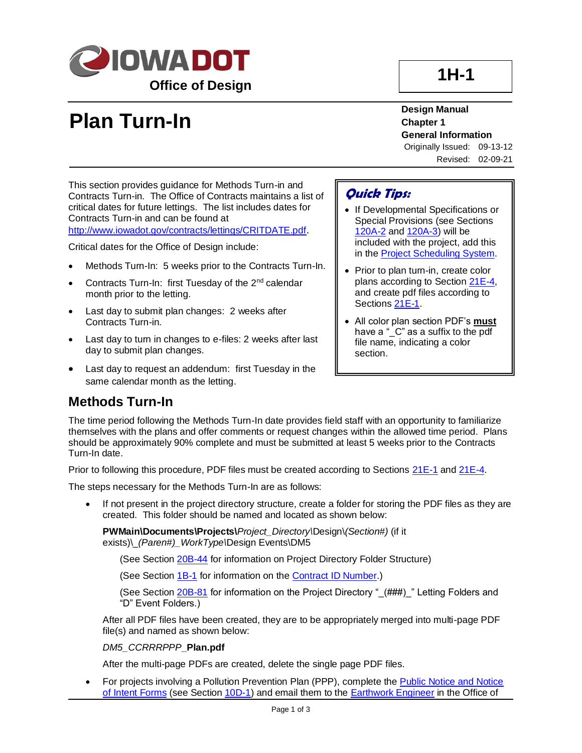# Plan Turn-In

**1H-1**

**Design Manual**
**Chapter 1**
**General Information**
Originally Issued: 09-13-12
Revised: 02-09-21

This section provides guidance for Methods Turn-in and Contracts Turn-in. The Office of Contracts maintains a list of critical dates for future lettings. The list includes dates for Contracts Turn-in and can be found at http://www.iowadot.gov/contracts/lettings/CRITDATE.pdf.

Critical dates for the Office of Design include:

- Methods Turn-In: 5 weeks prior to the Contracts Turn-In.
- Contracts Turn-In: first Tuesday of the 2nd calendar month prior to the letting.
- Last day to submit plan changes: 2 weeks after Contracts Turn-in.
- Last day to turn in changes to e-files: 2 weeks after last day to submit plan changes.
- Last day to request an addendum: first Tuesday in the same calendar month as the letting.

> ***Quick Tips:***
>
> - If Developmental Specifications or Special Provisions (see Sections 120A-2 and 120A-3) will be included with the project, add this in the Project Scheduling System.
> - Prior to plan turn-in, create color plans according to Section 21E-4, and create pdf files according to Sections 21E-1.
> - All color plan section PDF's **must** have a "_C" as a suffix to the pdf file name, indicating a color section.

## Methods Turn-In

The time period following the Methods Turn-In date provides field staff with an opportunity to familiarize themselves with the plans and offer comments or request changes within the allowed time period. Plans should be approximately 90% complete and must be submitted at least 5 weeks prior to the Contracts Turn-In date.

Prior to following this procedure, PDF files must be created according to Sections 21E-1 and 21E-4.

The steps necessary for the Methods Turn-In are as follows:

- If not present in the project directory structure, create a folder for storing the PDF files as they are created. This folder should be named and located as shown below:

  **PWMain\Documents\Projects\\***Project_Directory*\Design\\*(Section#)* (if it exists)\\_*(Paren#)_WorkType*\Design Events\DM5

  (See Section 20B-44 for information on Project Directory Folder Structure)

  (See Section 1B-1 for information on the Contract ID Number.)

  (See Section 20B-81 for information on the Project Directory "_(###)_" Letting Folders and "D" Event Folders.)

  After all PDF files have been created, they are to be appropriately merged into multi-page PDF file(s) and named as shown below:

  *DM5_CCRRRPPP_***Plan.pdf**

  After the multi-page PDFs are created, delete the single page PDF files.

- For projects involving a Pollution Prevention Plan (PPP), complete the Public Notice and Notice of Intent Forms (see Section 10D-1) and email them to the Earthwork Engineer in the Office of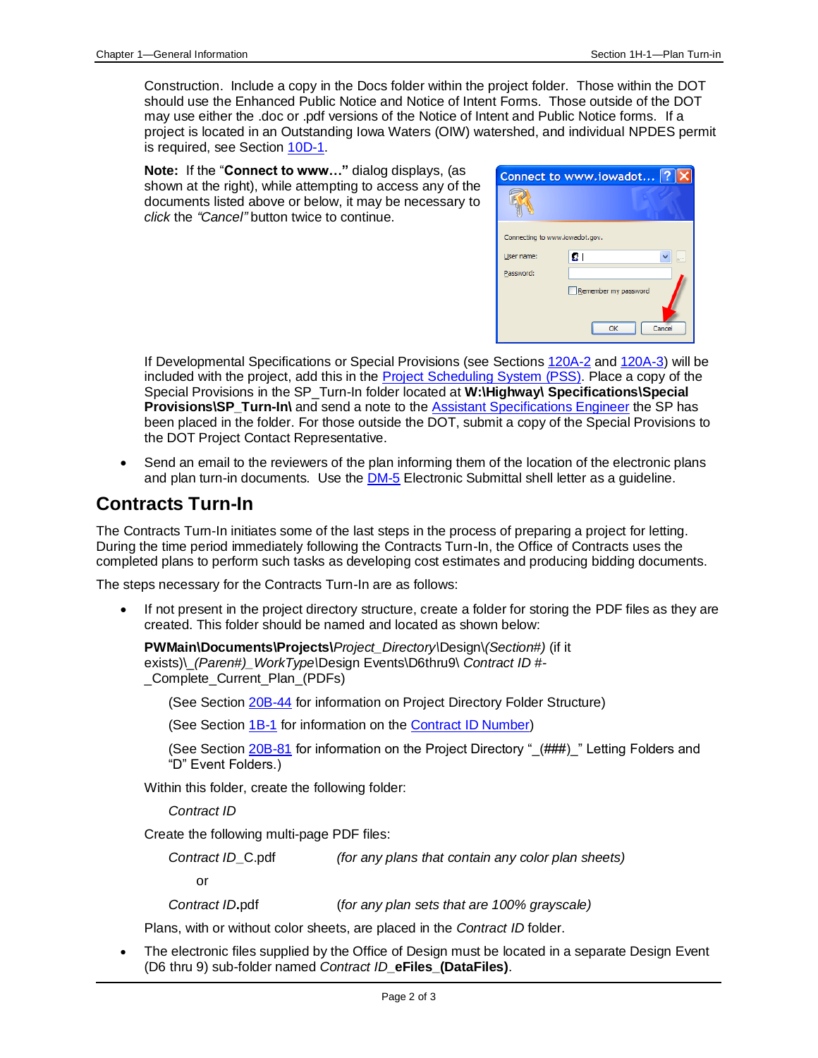Construction. Include a copy in the Docs folder within the project folder. Those within the DOT should use the Enhanced Public Notice and Notice of Intent Forms. Those outside of the DOT may use either the .doc or .pdf versions of the Notice of Intent and Public Notice forms. If a project is located in an Outstanding Iowa Waters (OIW) watershed, and individual NPDES permit is required, see Section 10D-1.

**Note:** If the "**Connect to www…**" dialog displays, (as shown at the right), while attempting to access any of the documents listed above or below, it may be necessary to *click* the *"Cancel"* button twice to continue.

If Developmental Specifications or Special Provisions (see Sections 120A-2 and 120A-3) will be included with the project, add this in the Project Scheduling System (PSS). Place a copy of the Special Provisions in the SP_Turn-In folder located at **W:\Highway\ Specifications\Special Provisions\SP_Turn-In\** and send a note to the Assistant Specifications Engineer the SP has been placed in the folder. For those outside the DOT, submit a copy of the Special Provisions to the DOT Project Contact Representative.

- Send an email to the reviewers of the plan informing them of the location of the electronic plans and plan turn-in documents. Use the DM-5 Electronic Submittal shell letter as a guideline.

## Contracts Turn-In

The Contracts Turn-In initiates some of the last steps in the process of preparing a project for letting. During the time period immediately following the Contracts Turn-In, the Office of Contracts uses the completed plans to perform such tasks as developing cost estimates and producing bidding documents.

The steps necessary for the Contracts Turn-In are as follows:

- If not present in the project directory structure, create a folder for storing the PDF files as they are created. This folder should be named and located as shown below:

  **PWMain\Documents\Projects\\***Project_Directory*\Design\\*(Section#)* (if it exists)\\_*(Paren#)_WorkType*\Design Events\D6thru9\ *Contract ID #*-_Complete_Current_Plan_(PDFs)

  (See Section 20B-44 for information on Project Directory Folder Structure)

  (See Section 1B-1 for information on the Contract ID Number)

  (See Section 20B-81 for information on the Project Directory "_(###)_" Letting Folders and "D" Event Folders.)

  Within this folder, create the following folder:

  *Contract ID*

  Create the following multi-page PDF files:

  *Contract ID*_C.pdf *(for any plans that contain any color plan sheets)*

  or

  *Contract ID***.**pdf (*for any plan sets that are 100% grayscale)*

  Plans, with or without color sheets, are placed in the *Contract ID* folder.

- The electronic files supplied by the Office of Design must be located in a separate Design Event (D6 thru 9) sub-folder named *Contract ID*_**eFiles_(DataFiles)**.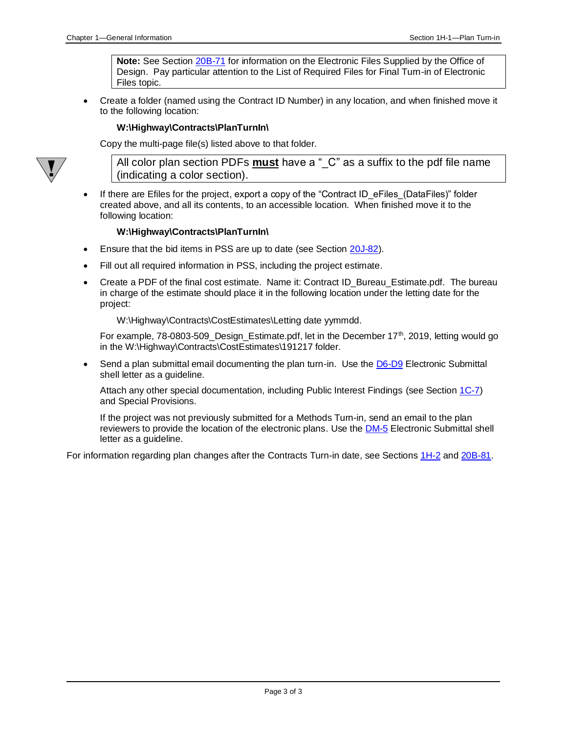> **Note:** See Section 20B-71 for information on the Electronic Files Supplied by the Office of Design. Pay particular attention to the List of Required Files for Final Turn-in of Electronic Files topic.

- Create a folder (named using the Contract ID Number) in any location, and when finished move it to the following location:

  **W:\Highway\Contracts\PlanTurnIn\**

  Copy the multi-page file(s) listed above to that folder.

> All color plan section PDFs **must** have a "_C" as a suffix to the pdf file name (indicating a color section).

- If there are Efiles for the project, export a copy of the "Contract ID_eFiles_(DataFiles)" folder created above, and all its contents, to an accessible location. When finished move it to the following location:

  **W:\Highway\Contracts\PlanTurnIn\**

- Ensure that the bid items in PSS are up to date (see Section 20J-82).
- Fill out all required information in PSS, including the project estimate.
- Create a PDF of the final cost estimate. Name it: Contract ID_Bureau_Estimate.pdf. The bureau in charge of the estimate should place it in the following location under the letting date for the project:

  W:\Highway\Contracts\CostEstimates\Letting date yymmdd.

  For example, 78-0803-509_Design_Estimate.pdf, let in the December 17th, 2019, letting would go in the W:\Highway\Contracts\CostEstimates\191217 folder.

- Send a plan submittal email documenting the plan turn-in. Use the D6-D9 Electronic Submittal shell letter as a guideline.

  Attach any other special documentation, including Public Interest Findings (see Section 1C-7) and Special Provisions.

  If the project was not previously submitted for a Methods Turn-in, send an email to the plan reviewers to provide the location of the electronic plans. Use the DM-5 Electronic Submittal shell letter as a guideline.

For information regarding plan changes after the Contracts Turn-in date, see Sections 1H-2 and 20B-81.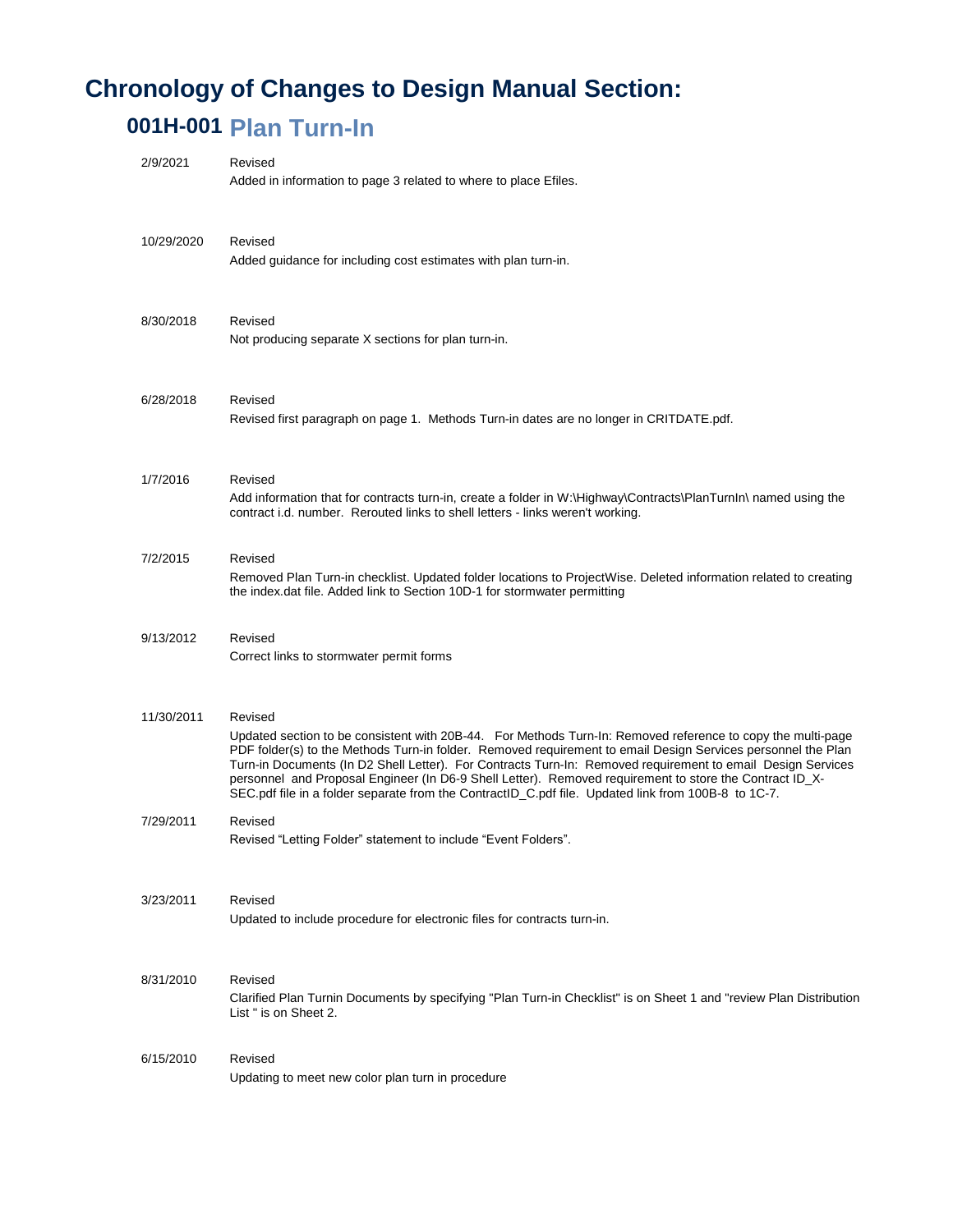# Chronology of Changes to Design Manual Section:

## 001H-001 Plan Turn-In

| | |
|---|---|
| 2/9/2021 | Revised<br>Added in information to page 3 related to where to place Efiles. |
| 10/29/2020 | Revised<br>Added guidance for including cost estimates with plan turn-in. |
| 8/30/2018 | Revised<br>Not producing separate X sections for plan turn-in. |
| 6/28/2018 | Revised<br>Revised first paragraph on page 1. Methods Turn-in dates are no longer in CRITDATE.pdf. |
| 1/7/2016 | Revised<br>Add information that for contracts turn-in, create a folder in W:\Highway\Contracts\PlanTurnIn\ named using the contract i.d. number. Rerouted links to shell letters - links weren't working. |
| 7/2/2015 | Revised<br>Removed Plan Turn-in checklist. Updated folder locations to ProjectWise. Deleted information related to creating the index.dat file. Added link to Section 10D-1 for stormwater permitting |
| 9/13/2012 | Revised<br>Correct links to stormwater permit forms |
| 11/30/2011 | Revised<br>Updated section to be consistent with 20B-44. For Methods Turn-In: Removed reference to copy the multi-page PDF folder(s) to the Methods Turn-in folder. Removed requirement to email Design Services personnel the Plan Turn-in Documents (In D2 Shell Letter). For Contracts Turn-In: Removed requirement to email Design Services personnel and Proposal Engineer (In D6-9 Shell Letter). Removed requirement to store the Contract ID_X-SEC.pdf file in a folder separate from the ContractID_C.pdf file. Updated link from 100B-8 to 1C-7. |
| 7/29/2011 | Revised<br>Revised "Letting Folder" statement to include "Event Folders". |
| 3/23/2011 | Revised<br>Updated to include procedure for electronic files for contracts turn-in. |
| 8/31/2010 | Revised<br>Clarified Plan Turnin Documents by specifying "Plan Turn-in Checklist" is on Sheet 1 and "review Plan Distribution List " is on Sheet 2. |
| 6/15/2010 | Revised<br>Updating to meet new color plan turn in procedure |